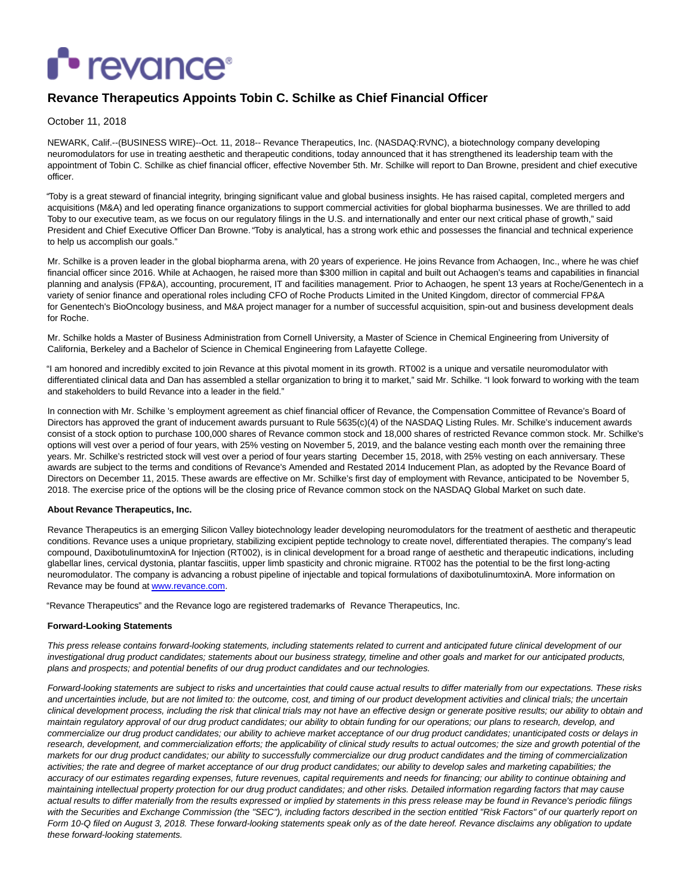# Revance Therapeutics Appoints Tobin C. Schilke as Chief Financial Officer

October 11, 2018

NEWARK, Calif.--(BUSINESS WIRE)--Oct. 11, 2018-- Revance Therapeutics, Inc. (NASDAQ:RVNC), a biotechnology company developing neuromodulators for use in treating aesthetic and therapeutic conditions, today announced that it has strengthened its leadership team with the appointment of Tobin C. Schilke as chief financial officer, effective November 5th. Mr. Schilke will report to Dan Browne, president and chief executive officer.

"Toby is a great steward of financial integrity, bringing significant value and global business insights. He has raised capital, completed mergers and acquisitions (M&A) and led operating finance organizations to support commercial activities for global biopharma businesses. We are thrilled to add Toby to our executive team, as we focus on our regulatory filings in the U.S. and internationally and enter our next critical phase of growth," said President and Chief Executive Officer Dan Browne. "Toby is analytical, has a strong work ethic and possesses the financial and technical experience to help us accomplish our goals."

Mr. Schilke is a proven leader in the global biopharma arena, with 20 years of experience. He joins Revance from Achaogen, Inc., where he was chief financial officer since 2016. While at Achaogen, he raised more than $300 million in capital and built out Achaogen's teams and capabilities in financial planning and analysis (FP&A), accounting, procurement, IT and facilities management. Prior to Achaogen, he spent 13 years at Roche/Genentech in a variety of senior finance and operational roles including CFO of Roche Products Limited in the United Kingdom, director of commercial FP&A for Genentech's BioOncology business, and M&A project manager for a number of successful acquisition, spin-out and business development deals for Roche.

Mr. Schilke holds a Master of Business Administration from Cornell University, a Master of Science in Chemical Engineering from University of California, Berkeley and a Bachelor of Science in Chemical Engineering from Lafayette College.

"I am honored and incredibly excited to join Revance at this pivotal moment in its growth. RT002 is a unique and versatile neuromodulator with differentiated clinical data and Dan has assembled a stellar organization to bring it to market," said Mr. Schilke. "I look forward to working with the team and stakeholders to build Revance into a leader in the field."

In connection with Mr. Schilke 's employment agreement as chief financial officer of Revance, the Compensation Committee of Revance's Board of Directors has approved the grant of inducement awards pursuant to Rule 5635(c)(4) of the NASDAQ Listing Rules. Mr. Schilke's inducement awards consist of a stock option to purchase 100,000 shares of Revance common stock and 18,000 shares of restricted Revance common stock. Mr. Schilke's options will vest over a period of four years, with 25% vesting on November 5, 2019, and the balance vesting each month over the remaining three years. Mr. Schilke's restricted stock will vest over a period of four years starting December 15, 2018, with 25% vesting on each anniversary. These awards are subject to the terms and conditions of Revance's Amended and Restated 2014 Inducement Plan, as adopted by the Revance Board of Directors on December 11, 2015. These awards are effective on Mr. Schilke's first day of employment with Revance, anticipated to be November 5, 2018. The exercise price of the options will be the closing price of Revance common stock on the NASDAQ Global Market on such date.

**About Revance Therapeutics, Inc.**

Revance Therapeutics is an emerging Silicon Valley biotechnology leader developing neuromodulators for the treatment of aesthetic and therapeutic conditions. Revance uses a unique proprietary, stabilizing excipient peptide technology to create novel, differentiated therapies. The company's lead compound, DaxibotulinumtoxinA for Injection (RT002), is in clinical development for a broad range of aesthetic and therapeutic indications, including glabellar lines, cervical dystonia, plantar fasciitis, upper limb spasticity and chronic migraine. RT002 has the potential to be the first long-acting neuromodulator. The company is advancing a robust pipeline of injectable and topical formulations of daxibotulinumtoxinA. More information on Revance may be found at www.revance.com.

"Revance Therapeutics" and the Revance logo are registered trademarks of Revance Therapeutics, Inc.

**Forward-Looking Statements**

*This press release contains forward-looking statements, including statements related to current and anticipated future clinical development of our investigational drug product candidates; statements about our business strategy, timeline and other goals and market for our anticipated products, plans and prospects; and potential benefits of our drug product candidates and our technologies.*

*Forward-looking statements are subject to risks and uncertainties that could cause actual results to differ materially from our expectations. These risks and uncertainties include, but are not limited to: the outcome, cost, and timing of our product development activities and clinical trials; the uncertain clinical development process, including the risk that clinical trials may not have an effective design or generate positive results; our ability to obtain and maintain regulatory approval of our drug product candidates; our ability to obtain funding for our operations; our plans to research, develop, and commercialize our drug product candidates; our ability to achieve market acceptance of our drug product candidates; unanticipated costs or delays in research, development, and commercialization efforts; the applicability of clinical study results to actual outcomes; the size and growth potential of the markets for our drug product candidates; our ability to successfully commercialize our drug product candidates and the timing of commercialization activities; the rate and degree of market acceptance of our drug product candidates; our ability to develop sales and marketing capabilities; the accuracy of our estimates regarding expenses, future revenues, capital requirements and needs for financing; our ability to continue obtaining and maintaining intellectual property protection for our drug product candidates; and other risks. Detailed information regarding factors that may cause actual results to differ materially from the results expressed or implied by statements in this press release may be found in Revance's periodic filings with the Securities and Exchange Commission (the "SEC"), including factors described in the section entitled "Risk Factors" of our quarterly report on Form 10-Q filed on August 3, 2018. These forward-looking statements speak only as of the date hereof. Revance disclaims any obligation to update these forward-looking statements.*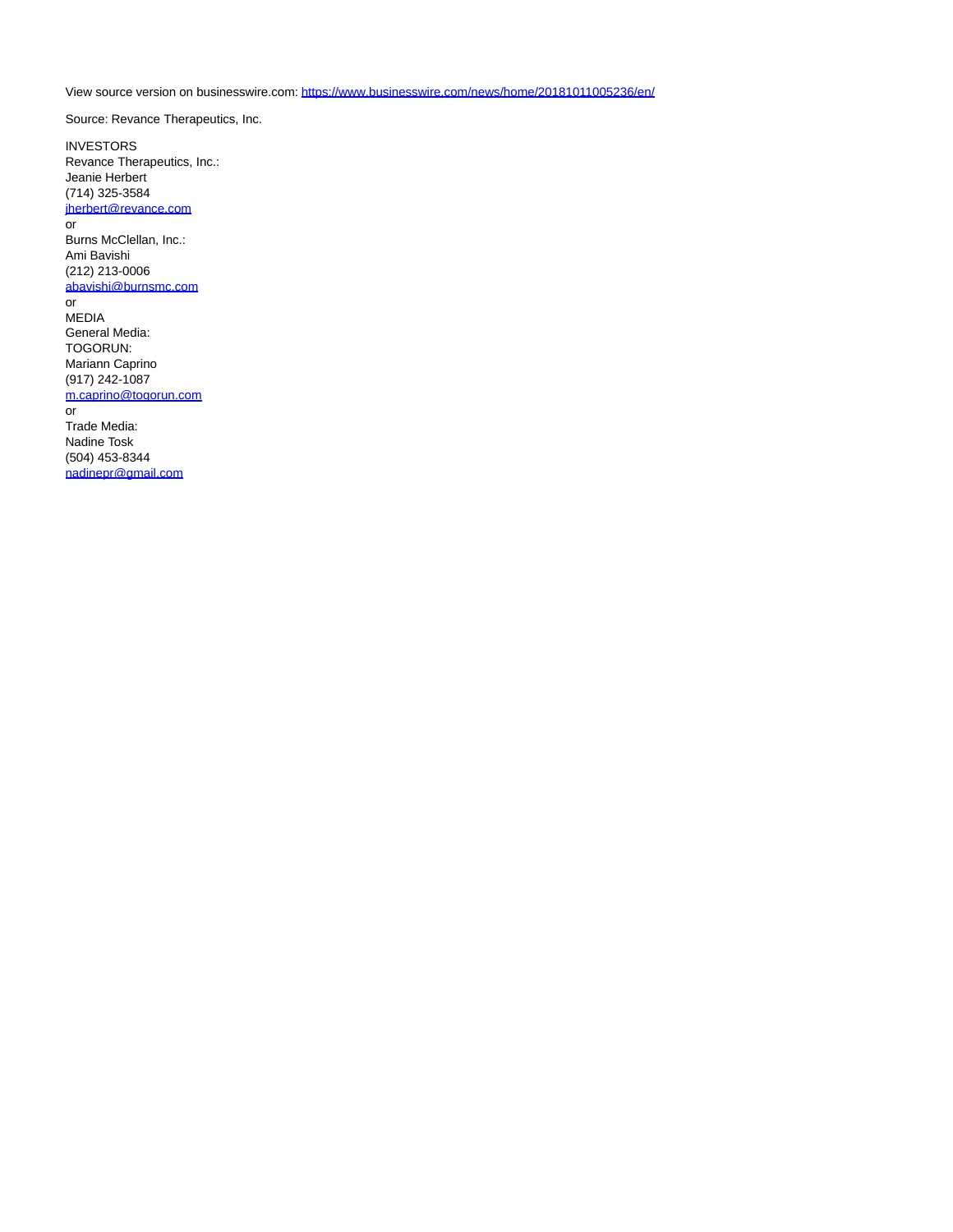View source version on businesswire.com: https://www.businesswire.com/news/home/20181011005236/en/

Source: Revance Therapeutics, Inc.

INVESTORS
Revance Therapeutics, Inc.:
Jeanie Herbert
(714) 325-3584
jherbert@revance.com
or
Burns McClellan, Inc.:
Ami Bavishi
(212) 213-0006
abavishi@burnsmc.com
or
MEDIA
General Media:
TOGORUN:
Mariann Caprino
(917) 242-1087
m.caprino@togorun.com
or
Trade Media:
Nadine Tosk
(504) 453-8344
nadinepr@gmail.com